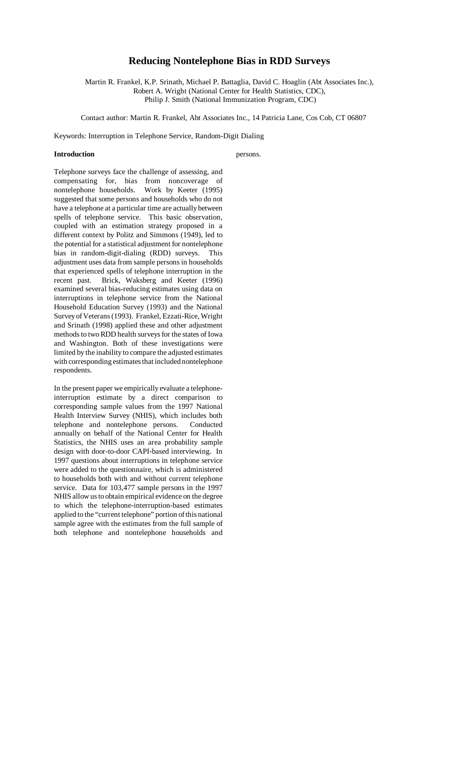# Reducing Nontelephone Bias in RDD Surveys

Martin R. Frankel, K.P. Srinath, Michael P. Battaglia, David C. Hoaglin (Abt Associates Inc.), Robert A. Wright (National Center for Health Statistics, CDC), Philip J. Smith (National Immunization Program, CDC)

Contact author: Martin R. Frankel, Abt Associates Inc., 14 Patricia Lane, Cos Cob, CT 06807

Keywords: Interruption in Telephone Service, Random-Digit Dialing

## Introduction

Telephone surveys face the challenge of assessing, and compensating for, bias from noncoverage of nontelephone households. Work by Keeter (1995) suggested that some persons and households who do not have a telephone at a particular time are actually between spells of telephone service. This basic observation, coupled with an estimation strategy proposed in a different context by Politz and Simmons (1949), led to the potential for a statistical adjustment for nontelephone bias in random-digit-dialing (RDD) surveys. This adjustment uses data from sample persons in households that experienced spells of telephone interruption in the recent past. Brick, Waksberg and Keeter (1996) examined several bias-reducing estimates using data on interruptions in telephone service from the National Household Education Survey (1993) and the National Survey of Veterans (1993). Frankel, Ezzati-Rice, Wright and Srinath (1998) applied these and other adjustment methods to two RDD health surveys for the states of Iowa and Washington. Both of these investigations were limited by the inability to compare the adjusted estimates with corresponding estimates that included nontelephone respondents.

In the present paper we empirically evaluate a telephone-interruption estimate by a direct comparison to corresponding sample values from the 1997 National Health Interview Survey (NHIS), which includes both telephone and nontelephone persons. Conducted annually on behalf of the National Center for Health Statistics, the NHIS uses an area probability sample design with door-to-door CAPI-based interviewing. In 1997 questions about interruptions in telephone service were added to the questionnaire, which is administered to households both with and without current telephone service. Data for 103,477 sample persons in the 1997 NHIS allow us to obtain empirical evidence on the degree to which the telephone-interruption-based estimates applied to the "current telephone" portion of this national sample agree with the estimates from the full sample of both telephone and nontelephone households and persons.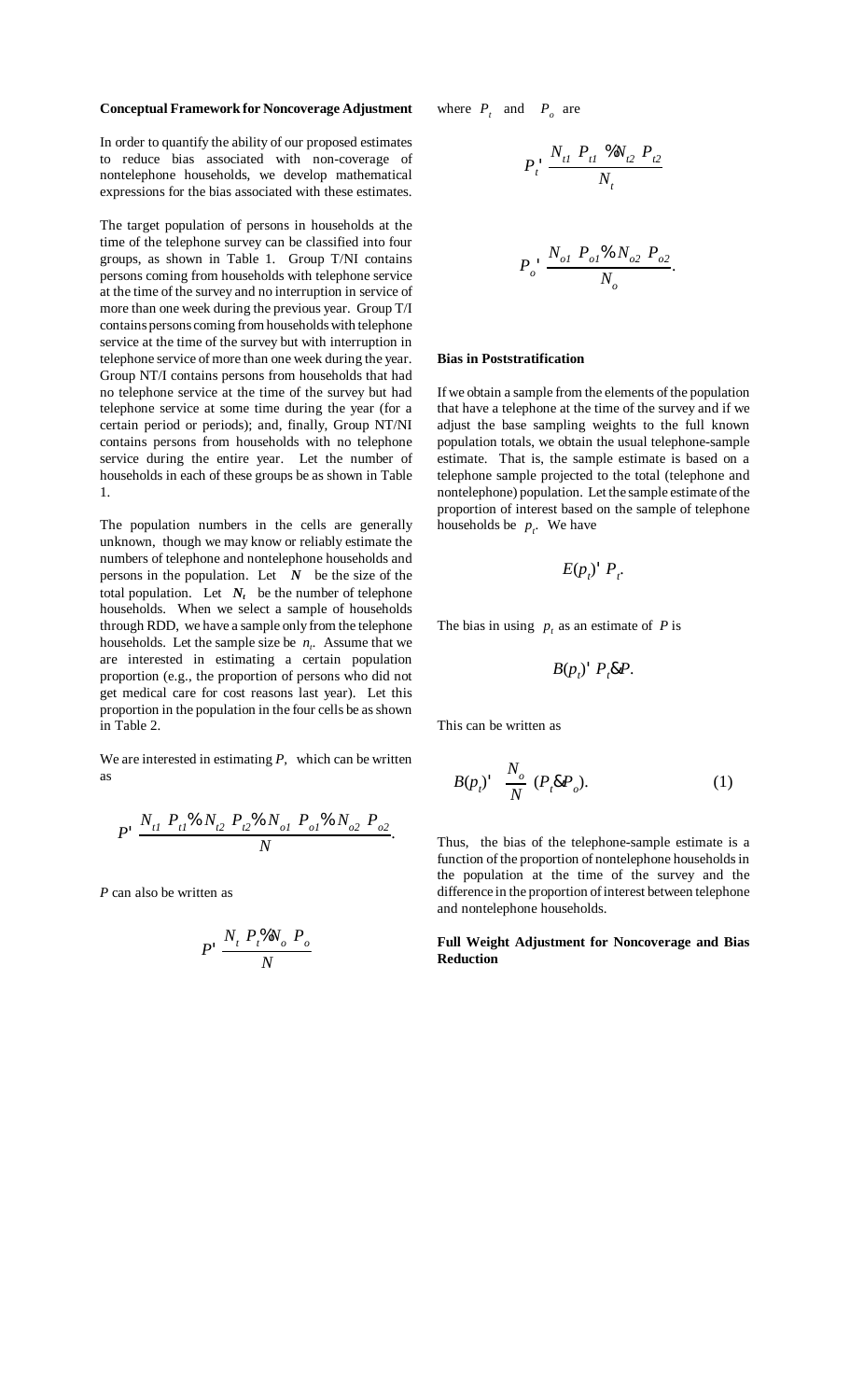**Conceptual Framework for Noncoverage Adjustment**

In order to quantify the ability of our proposed estimates to reduce bias associated with non-coverage of nontelephone households, we develop mathematical expressions for the bias associated with these estimates.

The target population of persons in households at the time of the telephone survey can be classified into four groups, as shown in Table 1. Group T/NI contains persons coming from households with telephone service at the time of the survey and no interruption in service of more than one week during the previous year. Group T/I contains persons coming from households with telephone service at the time of the survey but with interruption in telephone service of more than one week during the year. Group NT/I contains persons from households that had no telephone service at the time of the survey but had telephone service at some time during the year (for a certain period or periods); and, finally, Group NT/NI contains persons from households with no telephone service during the entire year. Let the number of households in each of these groups be as shown in Table 1.

The population numbers in the cells are generally unknown, though we may know or reliably estimate the numbers of telephone and nontelephone households and persons in the population. Let $N$ be the size of the total population. Let $N_t$ be the number of telephone households. When we select a sample of households through RDD, we have a sample only from the telephone households. Let the sample size be $n_t$. Assume that we are interested in estimating a certain population proportion (e.g., the proportion of persons who did not get medical care for cost reasons last year). Let this proportion in the population in the four cells be as shown in Table 2.

We are interested in estimating $P$, which can be written as

$$P = \frac{N_{t1}\,P_{t1} + N_{t2}\,P_{t2} + N_{o1}\,P_{o1} + N_{o2}\,P_{o2}}{N}.$$

$P$ can also be written as

$$P = \frac{N_t\,P_t + N_o\,P_o}{N}$$

where $P_t$ and $P_o$ are

$$P_t = \frac{N_{t1}\,P_{t1} + N_{t2}\,P_{t2}}{N_t}$$

$$P_o = \frac{N_{o1}\,P_{o1} + N_{o2}\,P_{o2}}{N_o}.$$

**Bias in Poststratification**

If we obtain a sample from the elements of the population that have a telephone at the time of the survey and if we adjust the base sampling weights to the full known population totals, we obtain the usual telephone-sample estimate. That is, the sample estimate is based on a telephone sample projected to the total (telephone and nontelephone) population. Let the sample estimate of the proportion of interest based on the sample of telephone households be $p_t$. We have

$$E(p_t) = P_t.$$

The bias in using $p_t$ as an estimate of $P$ is

$$B(p_t) = P_t - P.$$

This can be written as

$$B(p_t) = \frac{N_o}{N}\,(P_t - P_o). \qquad (1)$$

Thus, the bias of the telephone-sample estimate is a function of the proportion of nontelephone households in the population at the time of the survey and the difference in the proportion of interest between telephone and nontelephone households.

**Full Weight Adjustment for Noncoverage and Bias Reduction**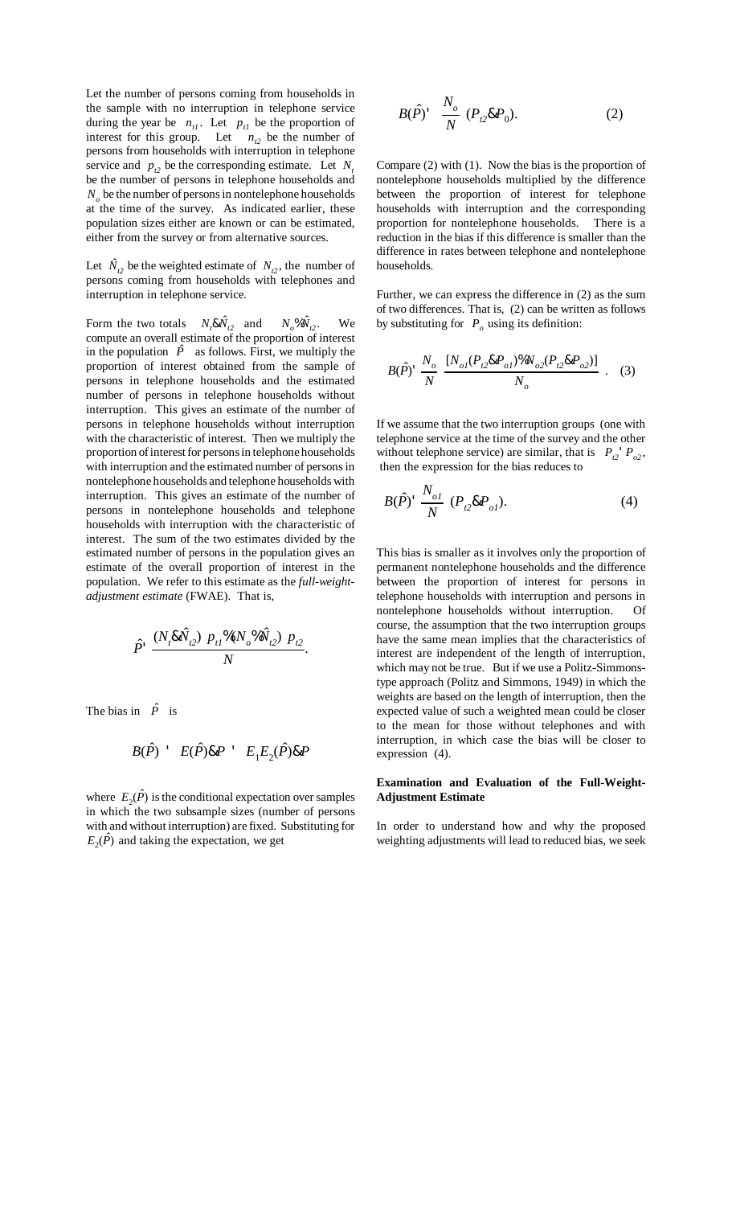Let the number of persons coming from households in the sample with no interruption in telephone service during the year be $n_{t1}$. Let $p_{t1}$ be the proportion of interest for this group. Let $n_{t2}$ be the number of persons from households with interruption in telephone service and $p_{t2}$ be the corresponding estimate. Let $N_t$ be the number of persons in telephone households and $N_o$ be the number of persons in nontelephone households at the time of the survey. As indicated earlier, these population sizes either are known or can be estimated, either from the survey or from alternative sources.

Let $\hat{N}_{t2}$ be the weighted estimate of $N_{t2}$, the number of persons coming from households with telephones and interruption in telephone service.

Form the two totals $N_t - \hat{N}_{t2}$ and $N_o + \hat{N}_{t2}$. We compute an overall estimate of the proportion of interest in the population $\hat{P}$ as follows. First, we multiply the proportion of interest obtained from the sample of persons in telephone households and the estimated number of persons in telephone households without interruption. This gives an estimate of the number of persons in telephone households without interruption with the characteristic of interest. Then we multiply the proportion of interest for persons in telephone households with interruption and the estimated number of persons in nontelephone households and telephone households with interruption. This gives an estimate of the number of persons in nontelephone households and telephone households with interruption with the characteristic of interest. The sum of the two estimates divided by the estimated number of persons in the population gives an estimate of the overall proportion of interest in the population. We refer to this estimate as the *full-weight-adjustment estimate* (FWAE). That is,

$$\hat{P} = \frac{(N_t - \hat{N}_{t2})\ p_{t1} + (N_o + \hat{N}_{t2})\ p_{t2}}{N}.$$

The bias in $\hat{P}$ is

$$B(\hat{P}) = E(\hat{P}) - P = E_1 E_2(\hat{P}) - P$$

where $E_2(\hat{P})$ is the conditional expectation over samples in which the two subsample sizes (number of persons with and without interruption) are fixed. Substituting for $E_2(\hat{P})$ and taking the expectation, we get

$$B(\hat{P}) = \frac{N_o}{N}\ (P_{t2} - P_0). \tag{2}$$

Compare (2) with (1). Now the bias is the proportion of nontelephone households multiplied by the difference between the proportion of interest for telephone households with interruption and the corresponding proportion for nontelephone households. There is a reduction in the bias if this difference is smaller than the difference in rates between telephone and nontelephone households.

Further, we can express the difference in (2) as the sum of two differences. That is, (2) can be written as follows by substituting for $P_o$ using its definition:

$$B(\hat{P}) = \frac{N_o}{N}\ \frac{[N_{o1}(P_{t2} - P_{o1}) + N_{o2}(P_{t2} - P_{o2})]}{N_o}. \tag{3}$$

If we assume that the two interruption groups (one with telephone service at the time of the survey and the other without telephone service) are similar, that is $P_{t2} = P_{o2}$, then the expression for the bias reduces to

$$B(\hat{P}) = \frac{N_{o1}}{N}\ (P_{t2} - P_{o1}). \tag{4}$$

This bias is smaller as it involves only the proportion of permanent nontelephone households and the difference between the proportion of interest for persons in telephone households with interruption and persons in nontelephone households without interruption. Of course, the assumption that the two interruption groups have the same mean implies that the characteristics of interest are independent of the length of interruption, which may not be true. But if we use a Politz-Simmons-type approach (Politz and Simmons, 1949) in which the weights are based on the length of interruption, then the expected value of such a weighted mean could be closer to the mean for those without telephones and with interruption, in which case the bias will be closer to expression (4).

**Examination and Evaluation of the Full-Weight-Adjustment Estimate**

In order to understand how and why the proposed weighting adjustments will lead to reduced bias, we seek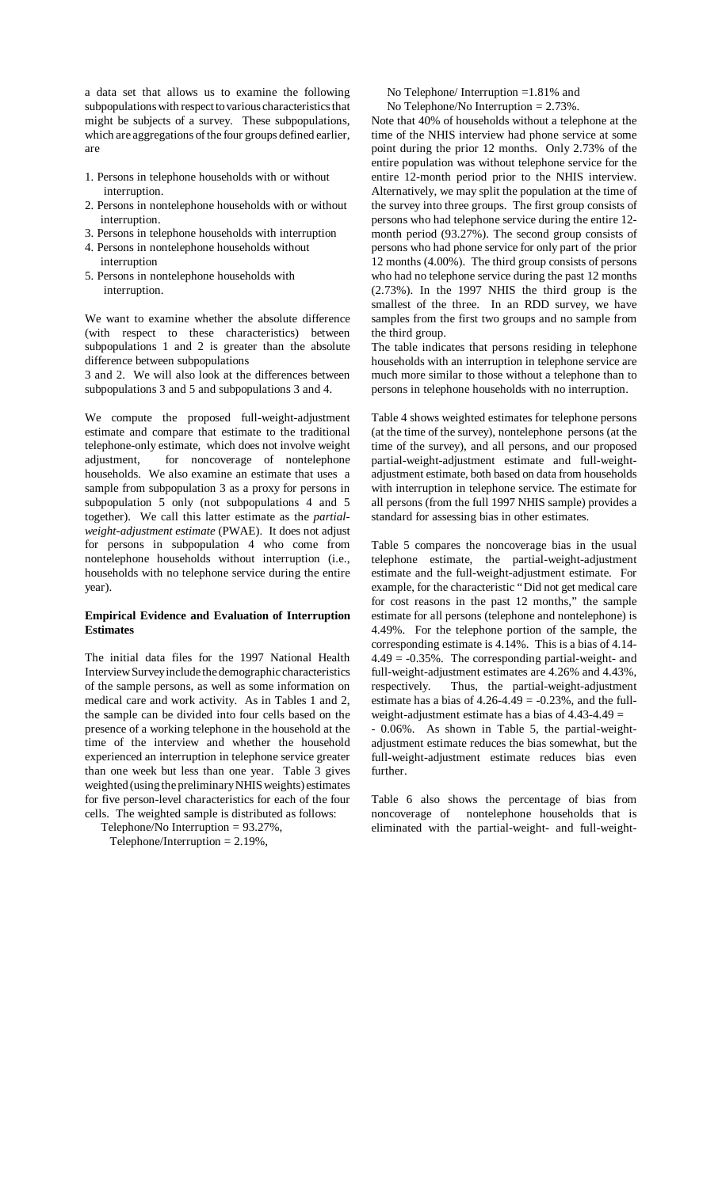a data set that allows us to examine the following subpopulations with respect to various characteristics that might be subjects of a survey. These subpopulations, which are aggregations of the four groups defined earlier, are

1. Persons in telephone households with or without interruption.
2. Persons in nontelephone households with or without interruption.
3. Persons in telephone households with interruption
4. Persons in nontelephone households without interruption
5. Persons in nontelephone households with interruption.

We want to examine whether the absolute difference (with respect to these characteristics) between subpopulations 1 and 2 is greater than the absolute difference between subpopulations 3 and 2. We will also look at the differences between subpopulations 3 and 5 and subpopulations 3 and 4.

We compute the proposed full-weight-adjustment estimate and compare that estimate to the traditional telephone-only estimate, which does not involve weight adjustment, for noncoverage of nontelephone households. We also examine an estimate that uses a sample from subpopulation 3 as a proxy for persons in subpopulation 5 only (not subpopulations 4 and 5 together). We call this latter estimate as the *partial-weight-adjustment estimate* (PWAE). It does not adjust for persons in subpopulation 4 who come from nontelephone households without interruption (i.e., households with no telephone service during the entire year).

**Empirical Evidence and Evaluation of Interruption Estimates**

The initial data files for the 1997 National Health Interview Survey include the demographic characteristics of the sample persons, as well as some information on medical care and work activity. As in Tables 1 and 2, the sample can be divided into four cells based on the presence of a working telephone in the household at the time of the interview and whether the household experienced an interruption in telephone service greater than one week but less than one year. Table 3 gives weighted (using the preliminary NHIS weights) estimates for five person-level characteristics for each of the four cells. The weighted sample is distributed as follows:

Telephone/No Interruption = 93.27%,
Telephone/Interruption = 2.19%,
No Telephone/ Interruption =1.81% and
No Telephone/No Interruption = 2.73%.

Note that 40% of households without a telephone at the time of the NHIS interview had phone service at some point during the prior 12 months. Only 2.73% of the entire population was without telephone service for the entire 12-month period prior to the NHIS interview. Alternatively, we may split the population at the time of the survey into three groups. The first group consists of persons who had telephone service during the entire 12-month period (93.27%). The second group consists of persons who had phone service for only part of the prior 12 months (4.00%). The third group consists of persons who had no telephone service during the past 12 months (2.73%). In the 1997 NHIS the third group is the smallest of the three. In an RDD survey, we have samples from the first two groups and no sample from the third group.

The table indicates that persons residing in telephone households with an interruption in telephone service are much more similar to those without a telephone than to persons in telephone households with no interruption.

Table 4 shows weighted estimates for telephone persons (at the time of the survey), nontelephone persons (at the time of the survey), and all persons, and our proposed partial-weight-adjustment estimate and full-weight-adjustment estimate, both based on data from households with interruption in telephone service. The estimate for all persons (from the full 1997 NHIS sample) provides a standard for assessing bias in other estimates.

Table 5 compares the noncoverage bias in the usual telephone estimate, the partial-weight-adjustment estimate and the full-weight-adjustment estimate. For example, for the characteristic "Did not get medical care for cost reasons in the past 12 months," the sample estimate for all persons (telephone and nontelephone) is 4.49%. For the telephone portion of the sample, the corresponding estimate is 4.14%. This is a bias of 4.14-4.49 = -0.35%. The corresponding partial-weight- and full-weight-adjustment estimates are 4.26% and 4.43%, respectively. Thus, the partial-weight-adjustment estimate has a bias of 4.26-4.49 = -0.23%, and the full-weight-adjustment estimate has a bias of 4.43-4.49 = - 0.06%. As shown in Table 5, the partial-weight-adjustment estimate reduces the bias somewhat, but the full-weight-adjustment estimate reduces bias even further.

Table 6 also shows the percentage of bias from noncoverage of nontelephone households that is eliminated with the partial-weight- and full-weight-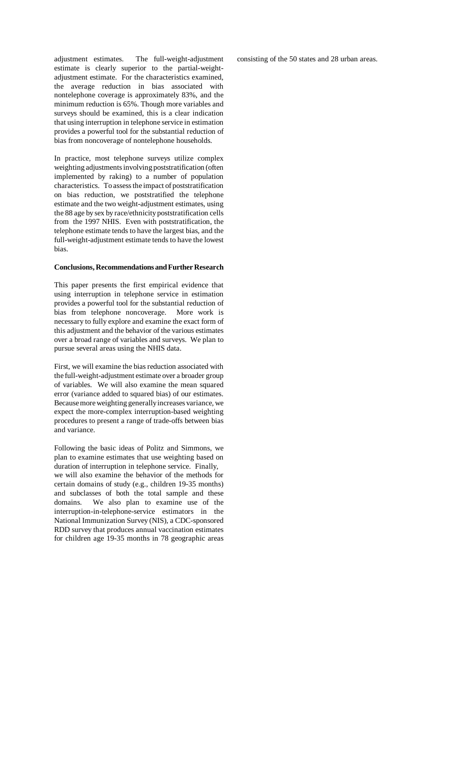adjustment estimates. The full-weight-adjustment estimate is clearly superior to the partial-weight-adjustment estimate. For the characteristics examined, the average reduction in bias associated with nontelephone coverage is approximately 83%, and the minimum reduction is 65%. Though more variables and surveys should be examined, this is a clear indication that using interruption in telephone service in estimation provides a powerful tool for the substantial reduction of bias from noncoverage of nontelephone households.

In practice, most telephone surveys utilize complex weighting adjustments involving poststratification (often implemented by raking) to a number of population characteristics. To assess the impact of poststratification on bias reduction, we poststratified the telephone estimate and the two weight-adjustment estimates, using the 88 age by sex by race/ethnicity poststratification cells from the 1997 NHIS. Even with poststratification, the telephone estimate tends to have the largest bias, and the full-weight-adjustment estimate tends to have the lowest bias.

**Conclusions, Recommendations and Further Research**

This paper presents the first empirical evidence that using interruption in telephone service in estimation provides a powerful tool for the substantial reduction of bias from telephone noncoverage. More work is necessary to fully explore and examine the exact form of this adjustment and the behavior of the various estimates over a broad range of variables and surveys. We plan to pursue several areas using the NHIS data.

First, we will examine the bias reduction associated with the full-weight-adjustment estimate over a broader group of variables. We will also examine the mean squared error (variance added to squared bias) of our estimates. Because more weighting generally increases variance, we expect the more-complex interruption-based weighting procedures to present a range of trade-offs between bias and variance.

Following the basic ideas of Politz and Simmons, we plan to examine estimates that use weighting based on duration of interruption in telephone service. Finally, we will also examine the behavior of the methods for certain domains of study (e.g., children 19-35 months) and subclasses of both the total sample and these domains. We also plan to examine use of the interruption-in-telephone-service estimators in the National Immunization Survey (NIS), a CDC-sponsored RDD survey that produces annual vaccination estimates for children age 19-35 months in 78 geographic areas consisting of the 50 states and 28 urban areas.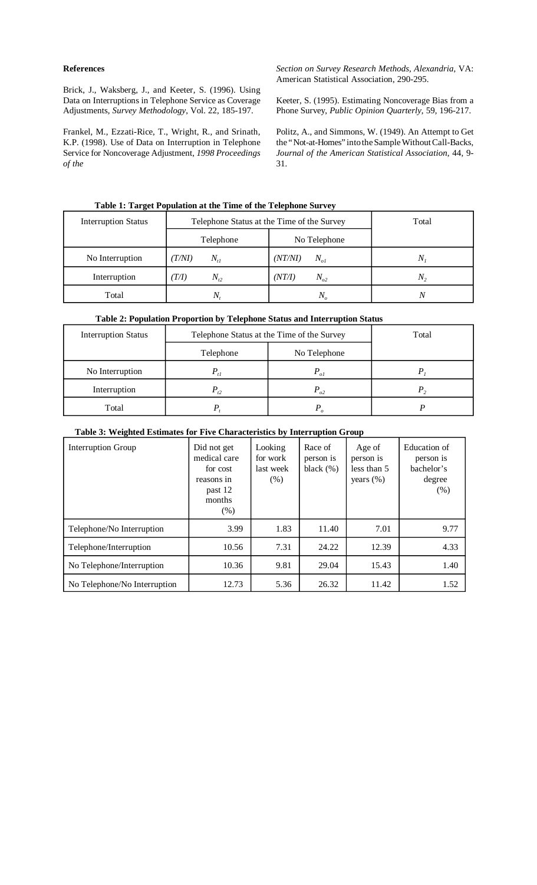## References

Brick, J., Waksberg, J., and Keeter, S. (1996). Using Data on Interruptions in Telephone Service as Coverage Adjustments, *Survey Methodology*, Vol. 22, 185-197.

Frankel, M., Ezzati-Rice, T., Wright, R., and Srinath, K.P. (1998). Use of Data on Interruption in Telephone Service for Noncoverage Adjustment, *1998 Proceedings of the Section on Survey Research Methods, Alexandria*, VA: American Statistical Association, 290-295.

Keeter, S. (1995). Estimating Noncoverage Bias from a Phone Survey, *Public Opinion Quarterly*, 59, 196-217.

Politz, A., and Simmons, W. (1949). An Attempt to Get the "Not-at-Homes" into the Sample Without Call-Backs, *Journal of the American Statistical Association*, 44, 9-31.

**Table 1: Target Population at the Time of the Telephone Survey**

| Interruption Status | Telephone Status at the Time of the Survey | | Total |
|---|---|---|---|
| | Telephone | No Telephone | |
| No Interruption | *(T/NI)* $N_{t1}$ | *(NT/NI)* $N_{o1}$ | $N_1$ |
| Interruption | *(T/I)* $N_{t2}$ | *(NT/I)* $N_{o2}$ | $N_2$ |
| Total | $N_t$ | $N_o$ | $N$ |

**Table 2: Population Proportion by Telephone Status and Interruption Status**

| Interruption Status | Telephone Status at the Time of the Survey | | Total |
|---|---|---|---|
| | Telephone | No Telephone | |
| No Interruption | $P_{t1}$ | $P_{o1}$ | $P_1$ |
| Interruption | $P_{t2}$ | $P_{o2}$ | $P_2$ |
| Total | $P_t$ | $P_o$ | $P$ |

**Table 3: Weighted Estimates for Five Characteristics by Interruption Group**

| Interruption Group | Did not get medical care for cost reasons in past 12 months (%) | Looking for work last week (%) | Race of person is black (%) | Age of person is less than 5 years (%) | Education of person is bachelor's degree (%) |
|---|---|---|---|---|---|
| Telephone/No Interruption | 3.99 | 1.83 | 11.40 | 7.01 | 9.77 |
| Telephone/Interruption | 10.56 | 7.31 | 24.22 | 12.39 | 4.33 |
| No Telephone/Interruption | 10.36 | 9.81 | 29.04 | 15.43 | 1.40 |
| No Telephone/No Interruption | 12.73 | 5.36 | 26.32 | 11.42 | 1.52 |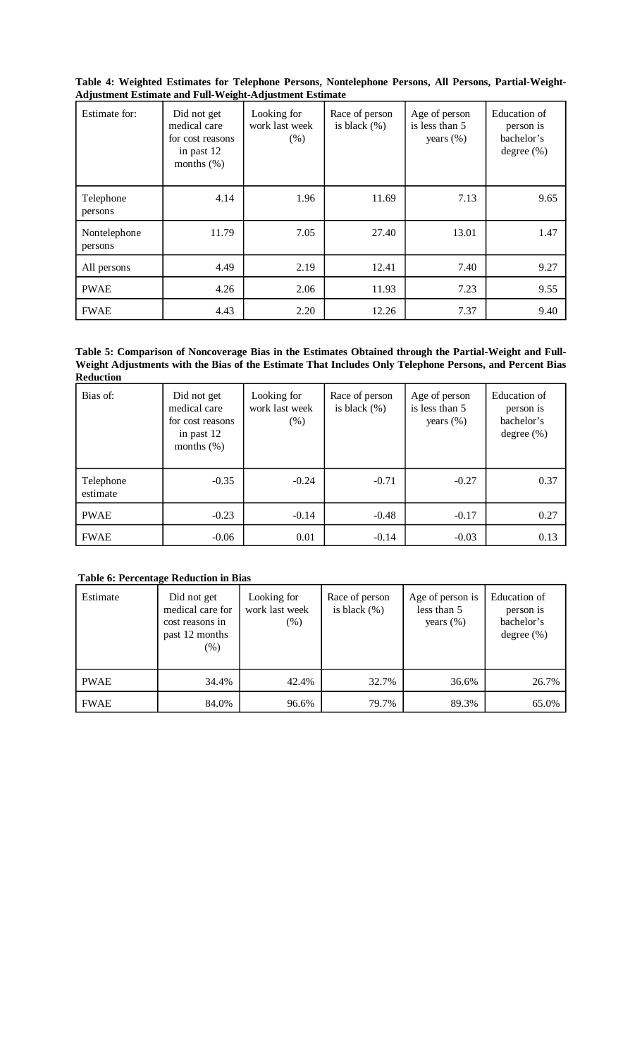**Table 4: Weighted Estimates for Telephone Persons, Nontelephone Persons, All Persons, Partial-Weight-Adjustment Estimate and Full-Weight-Adjustment Estimate**

| Estimate for: | Did not get medical care for cost reasons in past 12 months (%) | Looking for work last week (%) | Race of person is black (%) | Age of person is less than 5 years (%) | Education of person is bachelor's degree (%) |
|---|---|---|---|---|---|
| Telephone persons | 4.14 | 1.96 | 11.69 | 7.13 | 9.65 |
| Nontelephone persons | 11.79 | 7.05 | 27.40 | 13.01 | 1.47 |
| All persons | 4.49 | 2.19 | 12.41 | 7.40 | 9.27 |
| PWAE | 4.26 | 2.06 | 11.93 | 7.23 | 9.55 |
| FWAE | 4.43 | 2.20 | 12.26 | 7.37 | 9.40 |

**Table 5: Comparison of Noncoverage Bias in the Estimates Obtained through the Partial-Weight and Full-Weight Adjustments with the Bias of the Estimate That Includes Only Telephone Persons, and Percent Bias Reduction**

| Bias of: | Did not get medical care for cost reasons in past 12 months (%) | Looking for work last week (%) | Race of person is black (%) | Age of person is less than 5 years (%) | Education of person is bachelor's degree (%) |
|---|---|---|---|---|---|
| Telephone estimate | -0.35 | -0.24 | -0.71 | -0.27 | 0.37 |
| PWAE | -0.23 | -0.14 | -0.48 | -0.17 | 0.27 |
| FWAE | -0.06 | 0.01 | -0.14 | -0.03 | 0.13 |

**Table 6: Percentage Reduction in Bias**

| Estimate | Did not get medical care for cost reasons in past 12 months (%) | Looking for work last week (%) | Race of person is black (%) | Age of person is less than 5 years (%) | Education of person is bachelor's degree (%) |
|---|---|---|---|---|---|
| PWAE | 34.4% | 42.4% | 32.7% | 36.6% | 26.7% |
| FWAE | 84.0% | 96.6% | 79.7% | 89.3% | 65.0% |